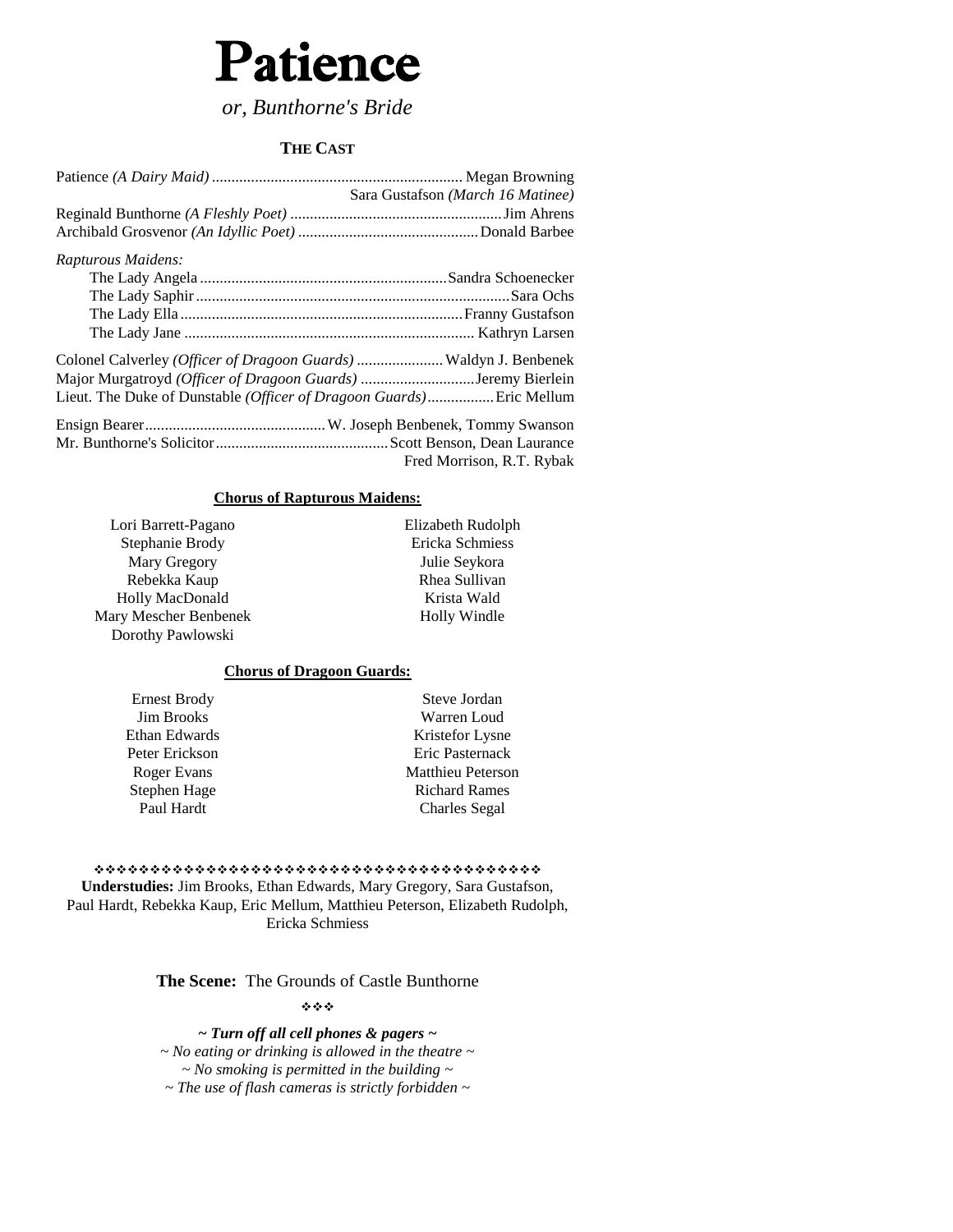# Patience

*or, Bunthorne's Bride*

## THE CAST

Patience *(A Dairy Maid)* ............................................................... Megan Browning
Sara Gustafson *(March 16 Matinee)*

Reginald Bunthorne *(A Fleshly Poet)* ...................................................... Jim Ahrens

Archibald Grosvenor *(An Idyllic Poet)* ............................................. Donald Barbee

*Rapturous Maidens:*

The Lady Angela .............................................................. Sandra Schoenecker
The Lady Saphir ................................................................................ Sara Ochs
The Lady Ella ........................................................................ Franny Gustafson
The Lady Jane ......................................................................... Kathryn Larsen

Colonel Calverley *(Officer of Dragoon Guards)* ...................... Waldyn J. Benbenek
Major Murgatroyd *(Officer of Dragoon Guards)* ............................ Jeremy Bierlein
Lieut. The Duke of Dunstable *(Officer of Dragoon Guards)* ................ Eric Mellum

Ensign Bearer ............................................. W. Joseph Benbenek, Tommy Swanson
Mr. Bunthorne's Solicitor ........................................... Scott Benson, Dean Laurance
Fred Morrison, R.T. Rybak

### Chorus of Rapturous Maidens:

Lori Barrett-Pagano
Stephanie Brody
Mary Gregory
Rebekka Kaup
Holly MacDonald
Mary Mescher Benbenek
Dorothy Pawlowski
Elizabeth Rudolph
Ericka Schmiess
Julie Seykora
Rhea Sullivan
Krista Wald
Holly Windle

### Chorus of Dragoon Guards:

Ernest Brody
Jim Brooks
Ethan Edwards
Peter Erickson
Roger Evans
Stephen Hage
Paul Hardt
Steve Jordan
Warren Loud
Kristefor Lysne
Eric Pasternack
Matthieu Peterson
Richard Rames
Charles Segal

❖❖❖❖❖❖❖❖❖❖❖❖❖❖❖❖❖❖❖❖❖❖❖❖❖❖❖❖❖❖❖❖❖❖❖❖❖❖❖❖

**Understudies:** Jim Brooks, Ethan Edwards, Mary Gregory, Sara Gustafson, Paul Hardt, Rebekka Kaup, Eric Mellum, Matthieu Peterson, Elizabeth Rudolph, Ericka Schmiess

**The Scene:** The Grounds of Castle Bunthorne

❖❖❖

***~ Turn off all cell phones & pagers ~***
*~ No eating or drinking is allowed in the theatre ~*
*~ No smoking is permitted in the building ~*
*~ The use of flash cameras is strictly forbidden ~*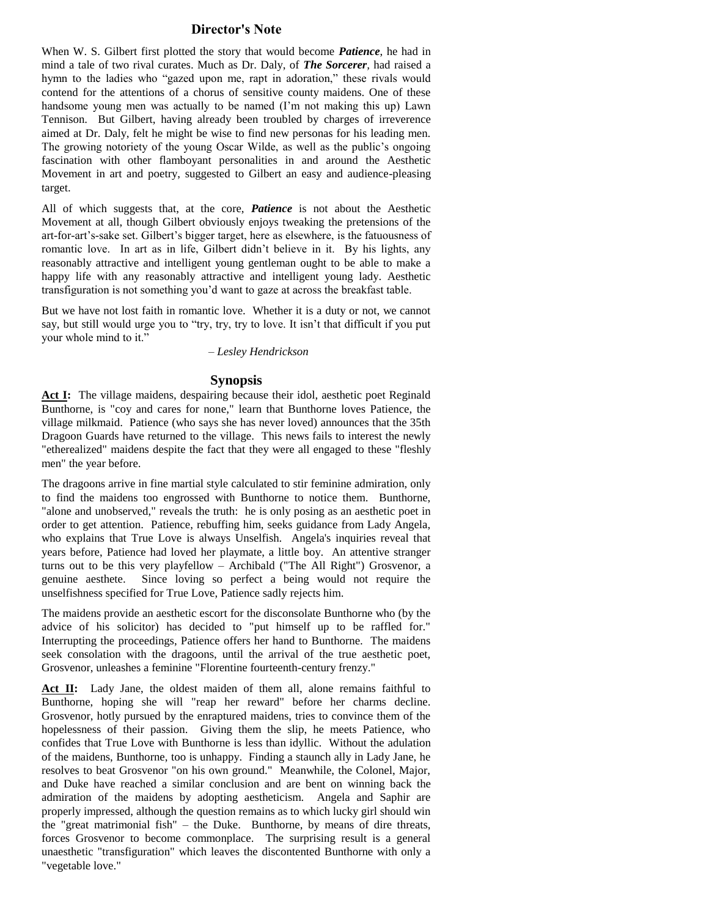## Director's Note

When W. S. Gilbert first plotted the story that would become ***Patience***, he had in mind a tale of two rival curates. Much as Dr. Daly, of ***The Sorcerer***, had raised a hymn to the ladies who "gazed upon me, rapt in adoration," these rivals would contend for the attentions of a chorus of sensitive county maidens. One of these handsome young men was actually to be named (I'm not making this up) Lawn Tennison. But Gilbert, having already been troubled by charges of irreverence aimed at Dr. Daly, felt he might be wise to find new personas for his leading men. The growing notoriety of the young Oscar Wilde, as well as the public's ongoing fascination with other flamboyant personalities in and around the Aesthetic Movement in art and poetry, suggested to Gilbert an easy and audience-pleasing target.

All of which suggests that, at the core, ***Patience*** is not about the Aesthetic Movement at all, though Gilbert obviously enjoys tweaking the pretensions of the art-for-art's-sake set. Gilbert's bigger target, here as elsewhere, is the fatuousness of romantic love. In art as in life, Gilbert didn't believe in it. By his lights, any reasonably attractive and intelligent young gentleman ought to be able to make a happy life with any reasonably attractive and intelligent young lady. Aesthetic transfiguration is not something you'd want to gaze at across the breakfast table.

But we have not lost faith in romantic love. Whether it is a duty or not, we cannot say, but still would urge you to "try, try, try to love. It isn't that difficult if you put your whole mind to it."

*– Lesley Hendrickson*

## Synopsis

**Act I:** The village maidens, despairing because their idol, aesthetic poet Reginald Bunthorne, is "coy and cares for none," learn that Bunthorne loves Patience, the village milkmaid. Patience (who says she has never loved) announces that the 35th Dragoon Guards have returned to the village. This news fails to interest the newly "etherealized" maidens despite the fact that they were all engaged to these "fleshly men" the year before.

The dragoons arrive in fine martial style calculated to stir feminine admiration, only to find the maidens too engrossed with Bunthorne to notice them. Bunthorne, "alone and unobserved," reveals the truth: he is only posing as an aesthetic poet in order to get attention. Patience, rebuffing him, seeks guidance from Lady Angela, who explains that True Love is always Unselfish. Angela's inquiries reveal that years before, Patience had loved her playmate, a little boy. An attentive stranger turns out to be this very playfellow – Archibald ("The All Right") Grosvenor, a genuine aesthete. Since loving so perfect a being would not require the unselfishness specified for True Love, Patience sadly rejects him.

The maidens provide an aesthetic escort for the disconsolate Bunthorne who (by the advice of his solicitor) has decided to "put himself up to be raffled for." Interrupting the proceedings, Patience offers her hand to Bunthorne. The maidens seek consolation with the dragoons, until the arrival of the true aesthetic poet, Grosvenor, unleashes a feminine "Florentine fourteenth-century frenzy."

**Act II:** Lady Jane, the oldest maiden of them all, alone remains faithful to Bunthorne, hoping she will "reap her reward" before her charms decline. Grosvenor, hotly pursued by the enraptured maidens, tries to convince them of the hopelessness of their passion. Giving them the slip, he meets Patience, who confides that True Love with Bunthorne is less than idyllic. Without the adulation of the maidens, Bunthorne, too is unhappy. Finding a staunch ally in Lady Jane, he resolves to beat Grosvenor "on his own ground." Meanwhile, the Colonel, Major, and Duke have reached a similar conclusion and are bent on winning back the admiration of the maidens by adopting aestheticism. Angela and Saphir are properly impressed, although the question remains as to which lucky girl should win the "great matrimonial fish" – the Duke. Bunthorne, by means of dire threats, forces Grosvenor to become commonplace. The surprising result is a general unaesthetic "transfiguration" which leaves the discontented Bunthorne with only a "vegetable love."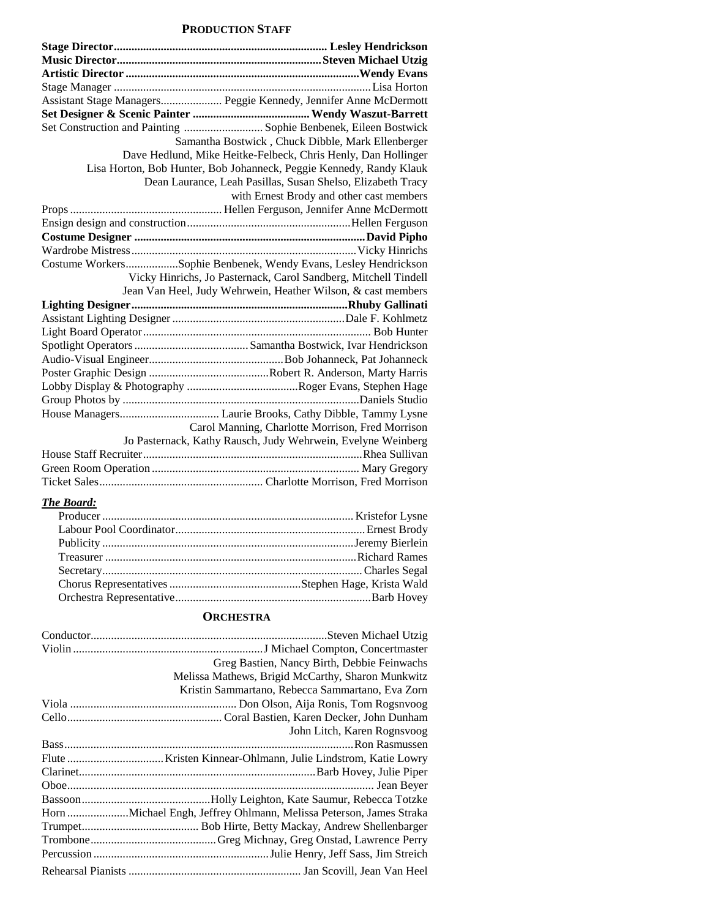## Production Staff

**Stage Director** ........ **Lesley Hendrickson**
**Music Director** ........ **Steven Michael Utzig**
**Artistic Director** ........ **Wendy Evans**
Stage Manager ........ Lisa Horton
Assistant Stage Managers ........ Peggie Kennedy, Jennifer Anne McDermott
**Set Designer & Scenic Painter** ........ **Wendy Waszut-Barrett**
Set Construction and Painting ........ Sophie Benbenek, Eileen Bostwick
Samantha Bostwick , Chuck Dibble, Mark Ellenberger
Dave Hedlund, Mike Heitke-Felbeck, Chris Henly, Dan Hollinger
Lisa Horton, Bob Hunter, Bob Johanneck, Peggie Kennedy, Randy Klauk
Dean Laurance, Leah Pasillas, Susan Shelso, Elizabeth Tracy
with Ernest Brody and other cast members
Props ........ Hellen Ferguson, Jennifer Anne McDermott
Ensign design and construction ........ Hellen Ferguson
**Costume Designer** ........ **David Pipho**
Wardrobe Mistress ........ Vicky Hinrichs
Costume Workers ........ Sophie Benbenek, Wendy Evans, Lesley Hendrickson
Vicky Hinrichs, Jo Pasternack, Carol Sandberg, Mitchell Tindell
Jean Van Heel, Judy Wehrwein, Heather Wilson, & cast members
**Lighting Designer** ........ **Rhuby Gallinati**
Assistant Lighting Designer ........ Dale F. Kohlmetz
Light Board Operator ........ Bob Hunter
Spotlight Operators ........ Samantha Bostwick, Ivar Hendrickson
Audio-Visual Engineer ........ Bob Johanneck, Pat Johanneck
Poster Graphic Design ........ Robert R. Anderson, Marty Harris
Lobby Display & Photography ........ Roger Evans, Stephen Hage
Group Photos by ........ Daniels Studio
House Managers ........ Laurie Brooks, Cathy Dibble, Tammy Lysne
Carol Manning, Charlotte Morrison, Fred Morrison
Jo Pasternack, Kathy Rausch, Judy Wehrwein, Evelyne Weinberg
House Staff Recruiter ........ Rhea Sullivan
Green Room Operation ........ Mary Gregory
Ticket Sales ........ Charlotte Morrison, Fred Morrison

***The Board:***

Producer ........ Kristefor Lysne
Labour Pool Coordinator ........ Ernest Brody
Publicity ........ Jeremy Bierlein
Treasurer ........ Richard Rames
Secretary ........ Charles Segal
Chorus Representatives ........ Stephen Hage, Krista Wald
Orchestra Representative ........ Barb Hovey

## Orchestra

Conductor ........ Steven Michael Utzig
Violin ........ J Michael Compton, Concertmaster
Greg Bastien, Nancy Birth, Debbie Feinwachs
Melissa Mathews, Brigid McCarthy, Sharon Munkwitz
Kristin Sammartano, Rebecca Sammartano, Eva Zorn
Viola ........ Don Olson, Aija Ronis, Tom Rogsnvoog
Cello ........ Coral Bastien, Karen Decker, John Dunham
John Litch, Karen Rognsvoog
Bass ........ Ron Rasmussen
Flute ........ Kristen Kinnear-Ohlmann, Julie Lindstrom, Katie Lowry
Clarinet ........ Barb Hovey, Julie Piper
Oboe ........ Jean Beyer
Bassoon ........ Holly Leighton, Kate Saumur, Rebecca Totzke
Horn ........ Michael Engh, Jeffrey Ohlmann, Melissa Peterson, James Straka
Trumpet ........ Bob Hirte, Betty Mackay, Andrew Shellenbarger
Trombone ........ Greg Michnay, Greg Onstad, Lawrence Perry
Percussion ........ Julie Henry, Jeff Sass, Jim Streich

Rehearsal Pianists ........ Jan Scovill, Jean Van Heel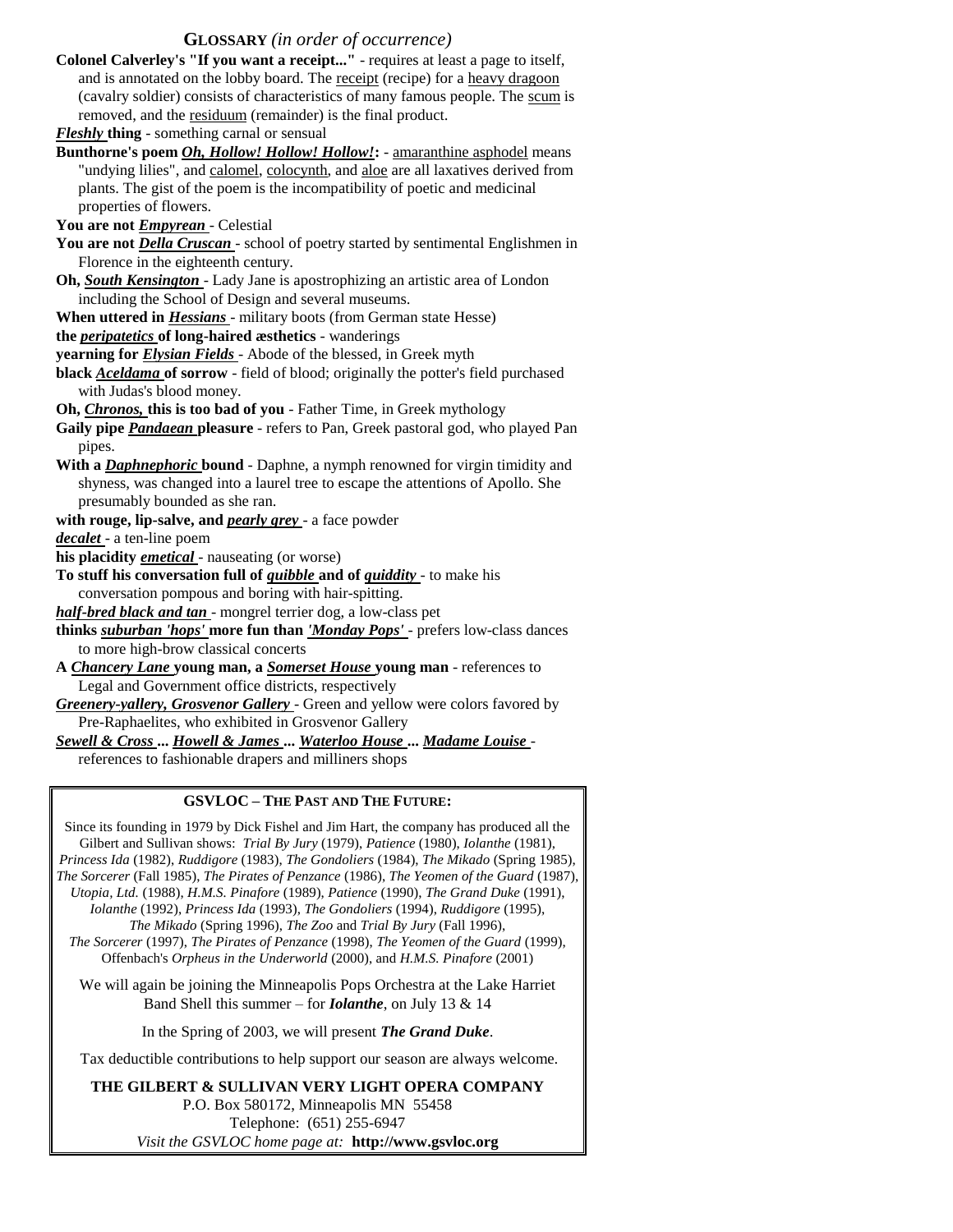## GLOSSARY *(in order of occurrence)*

**Colonel Calverley's "If you want a receipt..."** - requires at least a page to itself, and is annotated on the lobby board. The receipt (recipe) for a heavy dragoon (cavalry soldier) consists of characteristics of many famous people. The scum is removed, and the residuum (remainder) is the final product.

***Fleshly* thing** - something carnal or sensual

**Bunthorne's poem *Oh, Hollow! Hollow! Hollow!*:** - amaranthine asphodel means "undying lilies", and calomel, colocynth, and aloe are all laxatives derived from plants. The gist of the poem is the incompatibility of poetic and medicinal properties of flowers.

**You are not *Empyrean*** - Celestial

**You are not *Della Cruscan*** - school of poetry started by sentimental Englishmen in Florence in the eighteenth century.

**Oh, *South Kensington*** - Lady Jane is apostrophizing an artistic area of London including the School of Design and several museums.

**When uttered in *Hessians*** - military boots (from German state Hesse)

**the *peripatetics* of long-haired æsthetics** - wanderings

**yearning for *Elysian Fields*** - Abode of the blessed, in Greek myth

**black *Aceldama* of sorrow** - field of blood; originally the potter's field purchased with Judas's blood money.

**Oh, *Chronos,* this is too bad of you** - Father Time, in Greek mythology

**Gaily pipe *Pandaean* pleasure** - refers to Pan, Greek pastoral god, who played Pan pipes.

**With a *Daphnephoric* bound** - Daphne, a nymph renowned for virgin timidity and shyness, was changed into a laurel tree to escape the attentions of Apollo. She presumably bounded as she ran.

**with rouge, lip-salve, and *pearly grey*** - a face powder

***decalet*** - a ten-line poem

**his placidity *emetical*** - nauseating (or worse)

**To stuff his conversation full of *quibble* and of *quiddity*** - to make his conversation pompous and boring with hair-spitting.

***half-bred black and tan*** - mongrel terrier dog, a low-class pet

**thinks *suburban 'hops'* more fun than *'Monday Pops'*** - prefers low-class dances to more high-brow classical concerts

**A *Chancery Lane* young man, a *Somerset House* young man** - references to Legal and Government office districts, respectively

***Greenery-yallery, Grosvenor Gallery*** - Green and yellow were colors favored by Pre-Raphaelites, who exhibited in Grosvenor Gallery

***Sewell & Cross* ... *Howell & James* ... *Waterloo House* ... *Madame Louise*** - references to fashionable drapers and milliners shops

---

### GSVLOC – THE PAST AND THE FUTURE:

Since its founding in 1979 by Dick Fishel and Jim Hart, the company has produced all the Gilbert and Sullivan shows: *Trial By Jury* (1979), *Patience* (1980), *Iolanthe* (1981), *Princess Ida* (1982), *Ruddigore* (1983), *The Gondoliers* (1984), *The Mikado* (Spring 1985), *The Sorcerer* (Fall 1985), *The Pirates of Penzance* (1986), *The Yeomen of the Guard* (1987), *Utopia, Ltd.* (1988), *H.M.S. Pinafore* (1989), *Patience* (1990), *The Grand Duke* (1991), *Iolanthe* (1992), *Princess Ida* (1993), *The Gondoliers* (1994), *Ruddigore* (1995), *The Mikado* (Spring 1996), *The Zoo* and *Trial By Jury* (Fall 1996), *The Sorcerer* (1997), *The Pirates of Penzance* (1998), *The Yeomen of the Guard* (1999), Offenbach's *Orpheus in the Underworld* (2000), and *H.M.S. Pinafore* (2001)

We will again be joining the Minneapolis Pops Orchestra at the Lake Harriet Band Shell this summer – for ***Iolanthe***, on July 13 & 14

In the Spring of 2003, we will present ***The Grand Duke***.

Tax deductible contributions to help support our season are always welcome.

**THE GILBERT & SULLIVAN VERY LIGHT OPERA COMPANY**
P.O. Box 580172, Minneapolis MN 55458
Telephone: (651) 255-6947
*Visit the GSVLOC home page at:* **http://www.gsvloc.org**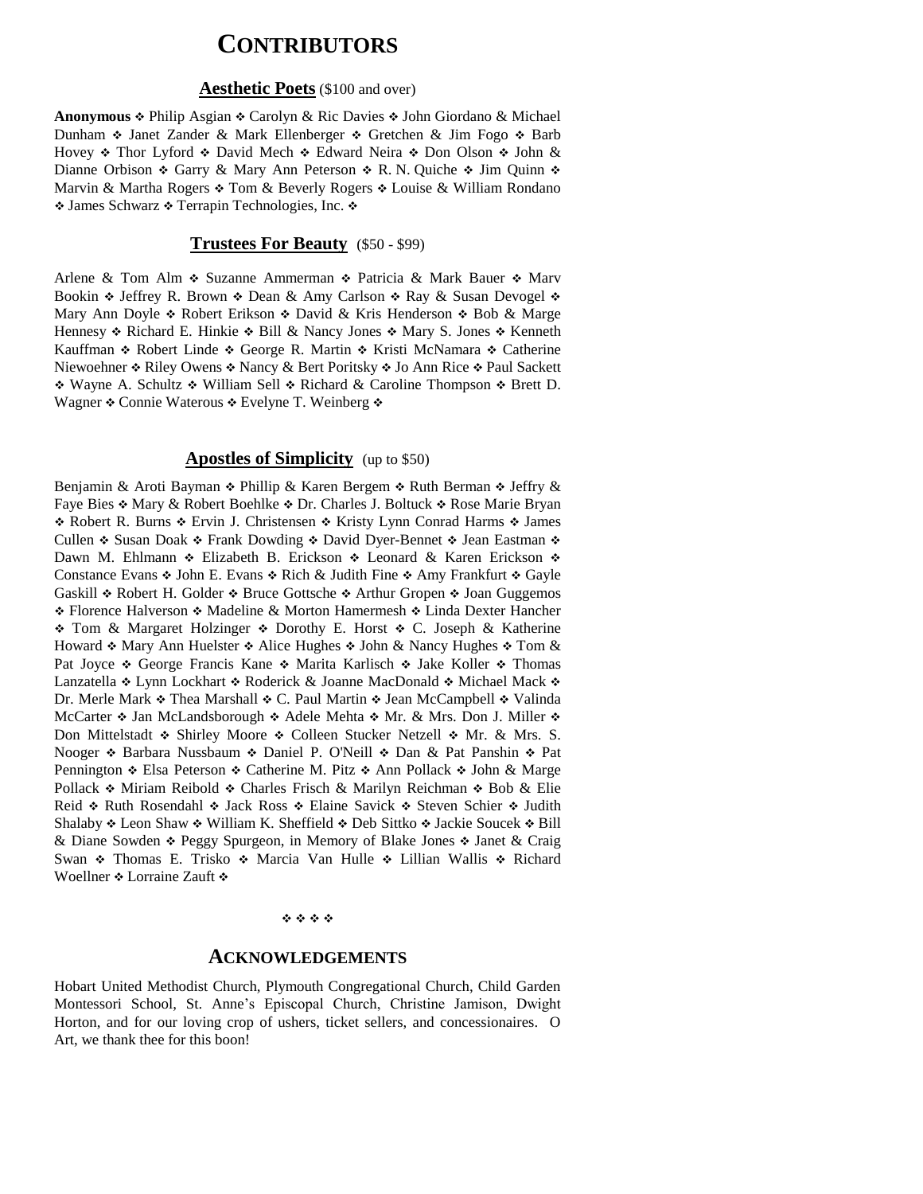# CONTRIBUTORS

## Aesthetic Poets (\$100 and over)

**Anonymous** ❖ Philip Asgian ❖ Carolyn & Ric Davies ❖ John Giordano & Michael Dunham ❖ Janet Zander & Mark Ellenberger ❖ Gretchen & Jim Fogo ❖ Barb Hovey ❖ Thor Lyford ❖ David Mech ❖ Edward Neira ❖ Don Olson ❖ John & Dianne Orbison ❖ Garry & Mary Ann Peterson ❖ R. N. Quiche ❖ Jim Quinn ❖ Marvin & Martha Rogers ❖ Tom & Beverly Rogers ❖ Louise & William Rondano ❖ James Schwarz ❖ Terrapin Technologies, Inc. ❖

## Trustees For Beauty (\$50 - \$99)

Arlene & Tom Alm ❖ Suzanne Ammerman ❖ Patricia & Mark Bauer ❖ Marv Bookin ❖ Jeffrey R. Brown ❖ Dean & Amy Carlson ❖ Ray & Susan Devogel ❖ Mary Ann Doyle ❖ Robert Erikson ❖ David & Kris Henderson ❖ Bob & Marge Hennesy ❖ Richard E. Hinkie ❖ Bill & Nancy Jones ❖ Mary S. Jones ❖ Kenneth Kauffman ❖ Robert Linde ❖ George R. Martin ❖ Kristi McNamara ❖ Catherine Niewoehner ❖ Riley Owens ❖ Nancy & Bert Poritsky ❖ Jo Ann Rice ❖ Paul Sackett ❖ Wayne A. Schultz ❖ William Sell ❖ Richard & Caroline Thompson ❖ Brett D. Wagner ❖ Connie Waterous ❖ Evelyne T. Weinberg ❖

## Apostles of Simplicity (up to \$50)

Benjamin & Aroti Bayman ❖ Phillip & Karen Bergem ❖ Ruth Berman ❖ Jeffry & Faye Bies ❖ Mary & Robert Boehlke ❖ Dr. Charles J. Boltuck ❖ Rose Marie Bryan ❖ Robert R. Burns ❖ Ervin J. Christensen ❖ Kristy Lynn Conrad Harms ❖ James Cullen ❖ Susan Doak ❖ Frank Dowding ❖ David Dyer-Bennet ❖ Jean Eastman ❖ Dawn M. Ehlmann ❖ Elizabeth B. Erickson ❖ Leonard & Karen Erickson ❖ Constance Evans ❖ John E. Evans ❖ Rich & Judith Fine ❖ Amy Frankfurt ❖ Gayle Gaskill ❖ Robert H. Golder ❖ Bruce Gottsche ❖ Arthur Gropen ❖ Joan Guggemos ❖ Florence Halverson ❖ Madeline & Morton Hamermesh ❖ Linda Dexter Hancher ❖ Tom & Margaret Holzinger ❖ Dorothy E. Horst ❖ C. Joseph & Katherine Howard ❖ Mary Ann Huelster ❖ Alice Hughes ❖ John & Nancy Hughes ❖ Tom & Pat Joyce ❖ George Francis Kane ❖ Marita Karlisch ❖ Jake Koller ❖ Thomas Lanzatella ❖ Lynn Lockhart ❖ Roderick & Joanne MacDonald ❖ Michael Mack ❖ Dr. Merle Mark ❖ Thea Marshall ❖ C. Paul Martin ❖ Jean McCampbell ❖ Valinda McCarter ❖ Jan McLandsborough ❖ Adele Mehta ❖ Mr. & Mrs. Don J. Miller ❖ Don Mittelstadt ❖ Shirley Moore ❖ Colleen Stucker Netzell ❖ Mr. & Mrs. S. Nooger ❖ Barbara Nussbaum ❖ Daniel P. O'Neill ❖ Dan & Pat Panshin ❖ Pat Pennington ❖ Elsa Peterson ❖ Catherine M. Pitz ❖ Ann Pollack ❖ John & Marge Pollack ❖ Miriam Reibold ❖ Charles Frisch & Marilyn Reichman ❖ Bob & Elie Reid ❖ Ruth Rosendahl ❖ Jack Ross ❖ Elaine Savick ❖ Steven Schier ❖ Judith Shalaby ❖ Leon Shaw ❖ William K. Sheffield ❖ Deb Sittko ❖ Jackie Soucek ❖ Bill & Diane Sowden ❖ Peggy Spurgeon, in Memory of Blake Jones ❖ Janet & Craig Swan ❖ Thomas E. Trisko ❖ Marcia Van Hulle ❖ Lillian Wallis ❖ Richard Woellner ❖ Lorraine Zauft ❖

❖ ❖ ❖ ❖

# ACKNOWLEDGEMENTS

Hobart United Methodist Church, Plymouth Congregational Church, Child Garden Montessori School, St. Anne's Episcopal Church, Christine Jamison, Dwight Horton, and for our loving crop of ushers, ticket sellers, and concessionaires. O Art, we thank thee for this boon!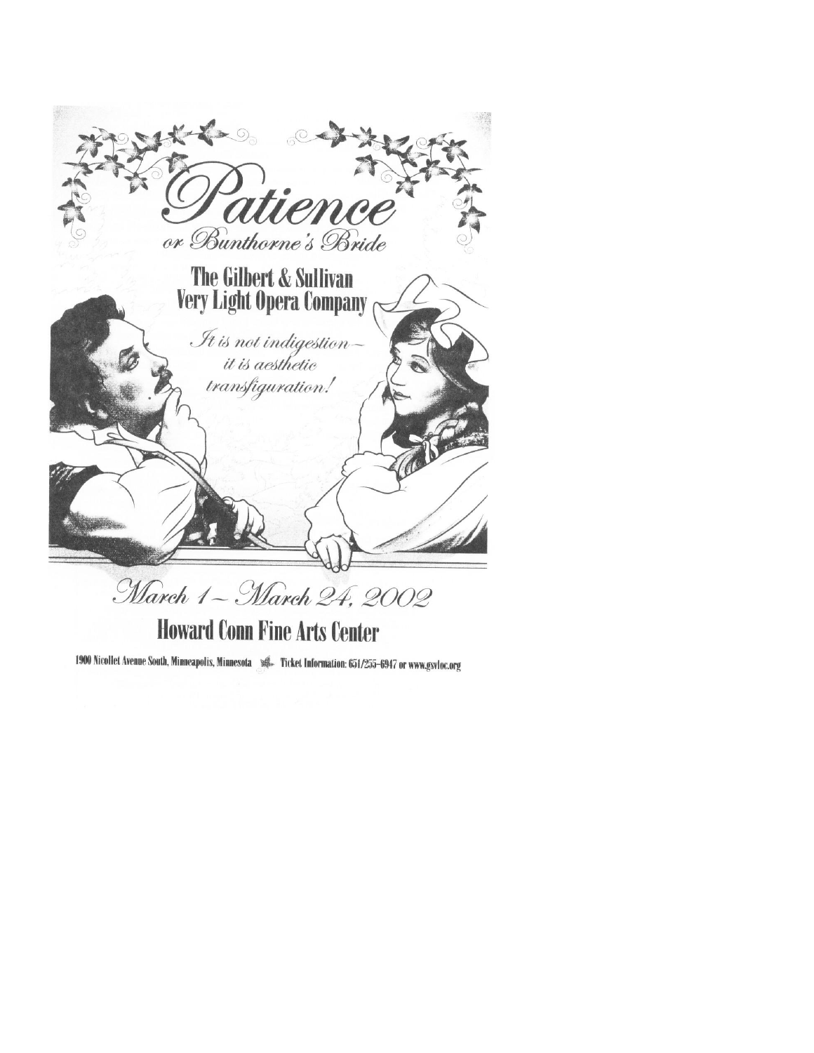# Patience

*or Bunthorne's Bride*

## The Gilbert & Sullivan Very Light Opera Company

*It is not indigestion—it is aesthetic transfiguration!*

*March 1 ~ March 24, 2002*

## Howard Conn Fine Arts Center

1900 Nicollet Avenue South, Minneapolis, Minnesota Ticket Information: 651/255-6947 or www.gsvloc.org